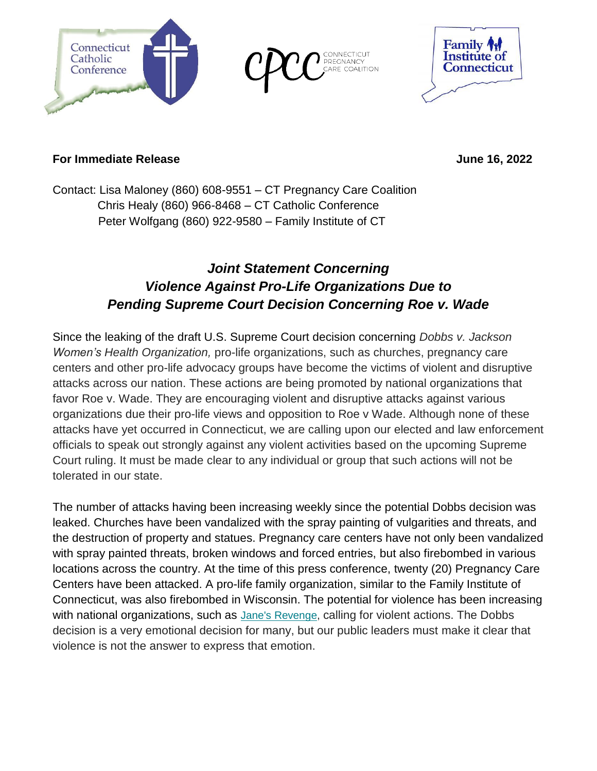Connecticut Catholic Conference

CPCC CONNECTICUT PREGNANCY CARE COALITION

Family Institute of Connecticut

**For Immediate Release** **June 16, 2022**

Contact: Lisa Maloney (860) 608-9551 – CT Pregnancy Care Coalition
Chris Healy (860) 966-8468 – CT Catholic Conference
Peter Wolfgang (860) 922-9580 – Family Institute of CT

## *Joint Statement Concerning Violence Against Pro-Life Organizations Due to Pending Supreme Court Decision Concerning Roe v. Wade*

Since the leaking of the draft U.S. Supreme Court decision concerning *Dobbs v. Jackson Women's Health Organization,* pro-life organizations, such as churches, pregnancy care centers and other pro-life advocacy groups have become the victims of violent and disruptive attacks across our nation. These actions are being promoted by national organizations that favor Roe v. Wade. They are encouraging violent and disruptive attacks against various organizations due their pro-life views and opposition to Roe v Wade. Although none of these attacks have yet occurred in Connecticut, we are calling upon our elected and law enforcement officials to speak out strongly against any violent activities based on the upcoming Supreme Court ruling. It must be made clear to any individual or group that such actions will not be tolerated in our state.

The number of attacks having been increasing weekly since the potential Dobbs decision was leaked. Churches have been vandalized with the spray painting of vulgarities and threats, and the destruction of property and statues. Pregnancy care centers have not only been vandalized with spray painted threats, broken windows and forced entries, but also firebombed in various locations across the country. At the time of this press conference, twenty (20) Pregnancy Care Centers have been attacked. A pro-life family organization, similar to the Family Institute of Connecticut, was also firebombed in Wisconsin. The potential for violence has been increasing with national organizations, such as Jane's Revenge, calling for violent actions. The Dobbs decision is a very emotional decision for many, but our public leaders must make it clear that violence is not the answer to express that emotion.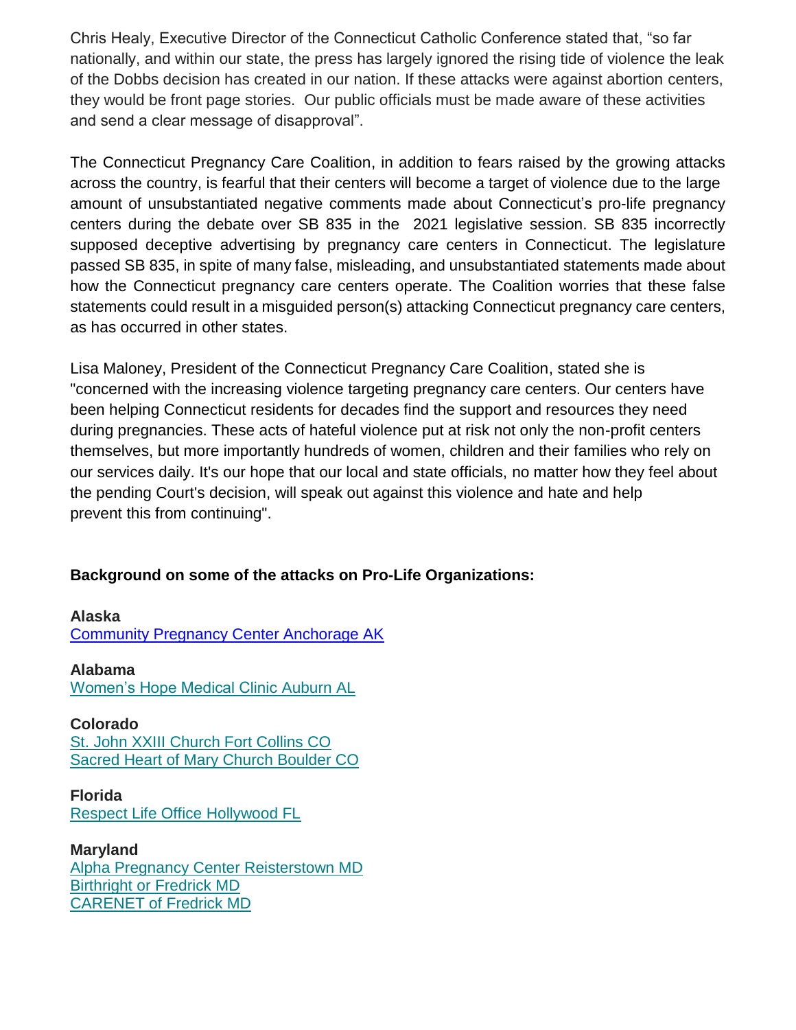Chris Healy, Executive Director of the Connecticut Catholic Conference stated that, "so far nationally, and within our state, the press has largely ignored the rising tide of violence the leak of the Dobbs decision has created in our nation. If these attacks were against abortion centers, they would be front page stories. Our public officials must be made aware of these activities and send a clear message of disapproval".

The Connecticut Pregnancy Care Coalition, in addition to fears raised by the growing attacks across the country, is fearful that their centers will become a target of violence due to the large amount of unsubstantiated negative comments made about Connecticut's pro-life pregnancy centers during the debate over SB 835 in the 2021 legislative session. SB 835 incorrectly supposed deceptive advertising by pregnancy care centers in Connecticut. The legislature passed SB 835, in spite of many false, misleading, and unsubstantiated statements made about how the Connecticut pregnancy care centers operate. The Coalition worries that these false statements could result in a misguided person(s) attacking Connecticut pregnancy care centers, as has occurred in other states.

Lisa Maloney, President of the Connecticut Pregnancy Care Coalition, stated she is "concerned with the increasing violence targeting pregnancy care centers. Our centers have been helping Connecticut residents for decades find the support and resources they need during pregnancies. These acts of hateful violence put at risk not only the non-profit centers themselves, but more importantly hundreds of women, children and their families who rely on our services daily. It's our hope that our local and state officials, no matter how they feel about the pending Court's decision, will speak out against this violence and hate and help prevent this from continuing".

**Background on some of the attacks on Pro-Life Organizations:**

**Alaska**
Community Pregnancy Center Anchorage AK

**Alabama**
Women's Hope Medical Clinic Auburn AL

**Colorado**
St. John XXIII Church Fort Collins CO
Sacred Heart of Mary Church Boulder CO

**Florida**
Respect Life Office Hollywood FL

**Maryland**
Alpha Pregnancy Center Reisterstown MD
Birthright or Fredrick MD
CARENET of Fredrick MD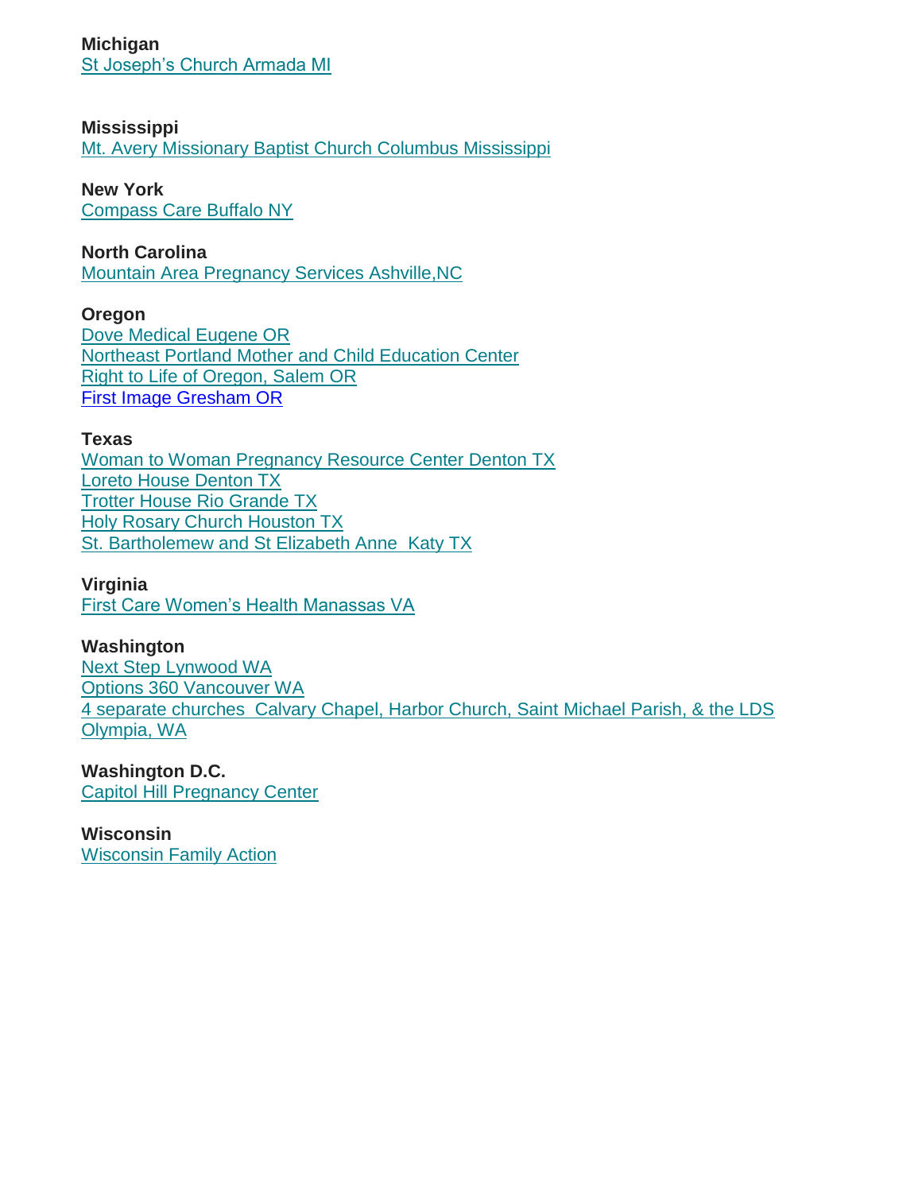**Michigan**
St Joseph's Church Armada MI

**Mississippi**
Mt. Avery Missionary Baptist Church Columbus Mississippi

**New York**
Compass Care Buffalo NY

**North Carolina**
Mountain Area Pregnancy Services Ashville,NC

**Oregon**
Dove Medical Eugene OR
Northeast Portland Mother and Child Education Center
Right to Life of Oregon, Salem OR
First Image Gresham OR

**Texas**
Woman to Woman Pregnancy Resource Center Denton TX
Loreto House Denton TX
Trotter House Rio Grande TX
Holy Rosary Church Houston TX
St. Bartholemew and St Elizabeth Anne Katy TX

**Virginia**
First Care Women's Health Manassas VA

**Washington**
Next Step Lynwood WA
Options 360 Vancouver WA
4 separate churches Calvary Chapel, Harbor Church, Saint Michael Parish, & the LDS Olympia, WA

**Washington D.C.**
Capitol Hill Pregnancy Center

**Wisconsin**
Wisconsin Family Action